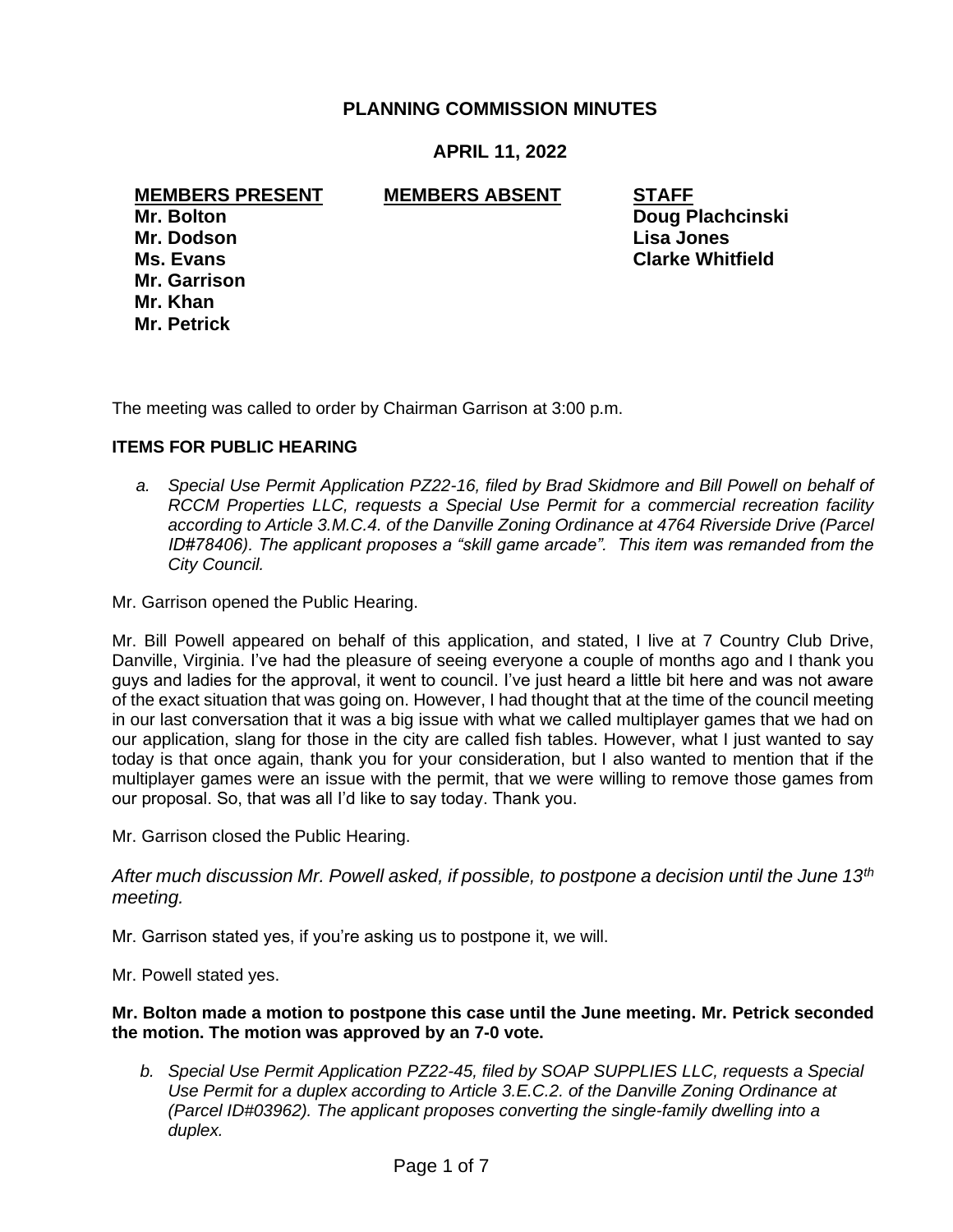# PLANNING COMMISSION MINUTES

## APRIL 11, 2022

| **MEMBERS PRESENT** | **MEMBERS ABSENT** | **STAFF** |
|---|---|---|
| **Mr. Bolton** | | **Doug Plachcinski** |
| **Mr. Dodson** | | **Lisa Jones** |
| **Ms. Evans** | | **Clarke Whitfield** |
| **Mr. Garrison** | | |
| **Mr. Khan** | | |
| **Mr. Petrick** | | |

The meeting was called to order by Chairman Garrison at 3:00 p.m.

**ITEMS FOR PUBLIC HEARING**

*a. Special Use Permit Application PZ22-16, filed by Brad Skidmore and Bill Powell on behalf of RCCM Properties LLC, requests a Special Use Permit for a commercial recreation facility according to Article 3.M.C.4. of the Danville Zoning Ordinance at 4764 Riverside Drive (Parcel ID#78406). The applicant proposes a "skill game arcade". This item was remanded from the City Council.*

Mr. Garrison opened the Public Hearing.

Mr. Bill Powell appeared on behalf of this application, and stated, I live at 7 Country Club Drive, Danville, Virginia. I've had the pleasure of seeing everyone a couple of months ago and I thank you guys and ladies for the approval, it went to council. I've just heard a little bit here and was not aware of the exact situation that was going on. However, I had thought that at the time of the council meeting in our last conversation that it was a big issue with what we called multiplayer games that we had on our application, slang for those in the city are called fish tables. However, what I just wanted to say today is that once again, thank you for your consideration, but I also wanted to mention that if the multiplayer games were an issue with the permit, that we were willing to remove those games from our proposal. So, that was all I'd like to say today. Thank you.

Mr. Garrison closed the Public Hearing.

*After much discussion Mr. Powell asked, if possible, to postpone a decision until the June 13th meeting.*

Mr. Garrison stated yes, if you're asking us to postpone it, we will.

Mr. Powell stated yes.

**Mr. Bolton made a motion to postpone this case until the June meeting. Mr. Petrick seconded the motion. The motion was approved by an 7-0 vote.**

*b. Special Use Permit Application PZ22-45, filed by SOAP SUPPLIES LLC, requests a Special Use Permit for a duplex according to Article 3.E.C.2. of the Danville Zoning Ordinance at (Parcel ID#03962). The applicant proposes converting the single-family dwelling into a duplex.*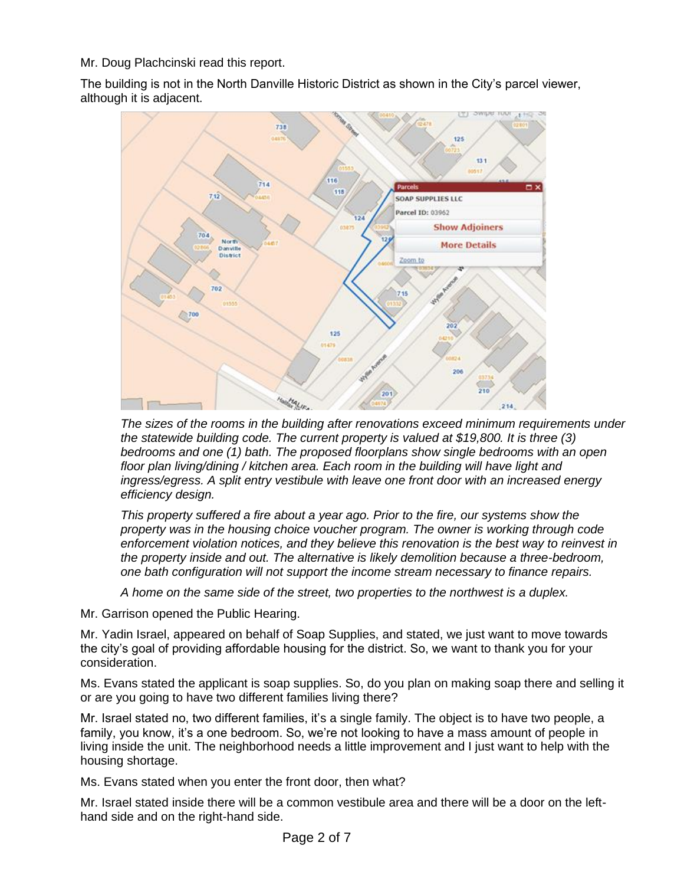Mr. Doug Plachcinski read this report.

The building is not in the North Danville Historic District as shown in the City's parcel viewer, although it is adjacent.

*The sizes of the rooms in the building after renovations exceed minimum requirements under the statewide building code. The current property is valued at $19,800. It is three (3) bedrooms and one (1) bath. The proposed floorplans show single bedrooms with an open floor plan living/dining / kitchen area. Each room in the building will have light and ingress/egress. A split entry vestibule with leave one front door with an increased energy efficiency design.*

*This property suffered a fire about a year ago. Prior to the fire, our systems show the property was in the housing choice voucher program. The owner is working through code enforcement violation notices, and they believe this renovation is the best way to reinvest in the property inside and out. The alternative is likely demolition because a three-bedroom, one bath configuration will not support the income stream necessary to finance repairs.*

*A home on the same side of the street, two properties to the northwest is a duplex.*

Mr. Garrison opened the Public Hearing.

Mr. Yadin Israel, appeared on behalf of Soap Supplies, and stated, we just want to move towards the city's goal of providing affordable housing for the district. So, we want to thank you for your consideration.

Ms. Evans stated the applicant is soap supplies. So, do you plan on making soap there and selling it or are you going to have two different families living there?

Mr. Israel stated no, two different families, it's a single family. The object is to have two people, a family, you know, it's a one bedroom. So, we're not looking to have a mass amount of people in living inside the unit. The neighborhood needs a little improvement and I just want to help with the housing shortage.

Ms. Evans stated when you enter the front door, then what?

Mr. Israel stated inside there will be a common vestibule area and there will be a door on the left-hand side and on the right-hand side.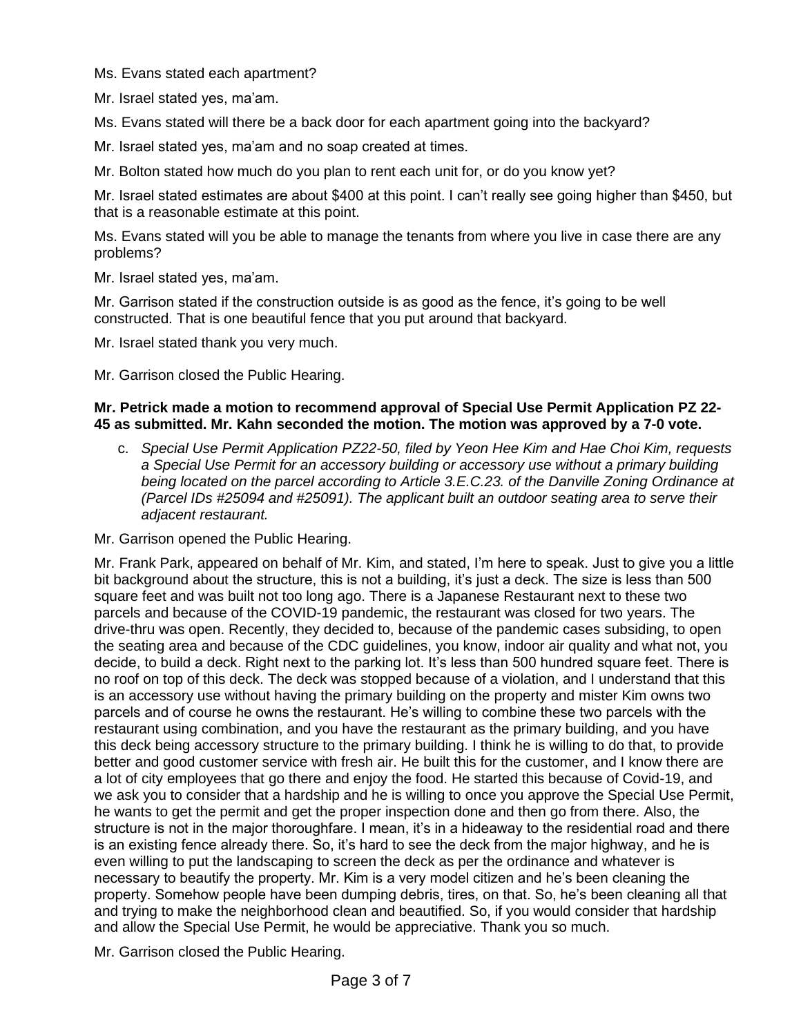Ms. Evans stated each apartment?

Mr. Israel stated yes, ma'am.

Ms. Evans stated will there be a back door for each apartment going into the backyard?

Mr. Israel stated yes, ma'am and no soap created at times.

Mr. Bolton stated how much do you plan to rent each unit for, or do you know yet?

Mr. Israel stated estimates are about $400 at this point. I can't really see going higher than $450, but that is a reasonable estimate at this point.

Ms. Evans stated will you be able to manage the tenants from where you live in case there are any problems?

Mr. Israel stated yes, ma'am.

Mr. Garrison stated if the construction outside is as good as the fence, it's going to be well constructed. That is one beautiful fence that you put around that backyard.

Mr. Israel stated thank you very much.

Mr. Garrison closed the Public Hearing.

**Mr. Petrick made a motion to recommend approval of Special Use Permit Application PZ 22-45 as submitted. Mr. Kahn seconded the motion. The motion was approved by a 7-0 vote.**

c. *Special Use Permit Application PZ22-50, filed by Yeon Hee Kim and Hae Choi Kim, requests a Special Use Permit for an accessory building or accessory use without a primary building being located on the parcel according to Article 3.E.C.23. of the Danville Zoning Ordinance at (Parcel IDs #25094 and #25091). The applicant built an outdoor seating area to serve their adjacent restaurant.*

Mr. Garrison opened the Public Hearing.

Mr. Frank Park, appeared on behalf of Mr. Kim, and stated, I'm here to speak. Just to give you a little bit background about the structure, this is not a building, it's just a deck. The size is less than 500 square feet and was built not too long ago. There is a Japanese Restaurant next to these two parcels and because of the COVID-19 pandemic, the restaurant was closed for two years. The drive-thru was open. Recently, they decided to, because of the pandemic cases subsiding, to open the seating area and because of the CDC guidelines, you know, indoor air quality and what not, you decide, to build a deck. Right next to the parking lot. It's less than 500 hundred square feet. There is no roof on top of this deck. The deck was stopped because of a violation, and I understand that this is an accessory use without having the primary building on the property and mister Kim owns two parcels and of course he owns the restaurant. He's willing to combine these two parcels with the restaurant using combination, and you have the restaurant as the primary building, and you have this deck being accessory structure to the primary building. I think he is willing to do that, to provide better and good customer service with fresh air. He built this for the customer, and I know there are a lot of city employees that go there and enjoy the food. He started this because of Covid-19, and we ask you to consider that a hardship and he is willing to once you approve the Special Use Permit, he wants to get the permit and get the proper inspection done and then go from there. Also, the structure is not in the major thoroughfare. I mean, it's in a hideaway to the residential road and there is an existing fence already there. So, it's hard to see the deck from the major highway, and he is even willing to put the landscaping to screen the deck as per the ordinance and whatever is necessary to beautify the property. Mr. Kim is a very model citizen and he's been cleaning the property. Somehow people have been dumping debris, tires, on that. So, he's been cleaning all that and trying to make the neighborhood clean and beautified. So, if you would consider that hardship and allow the Special Use Permit, he would be appreciative. Thank you so much.

Mr. Garrison closed the Public Hearing.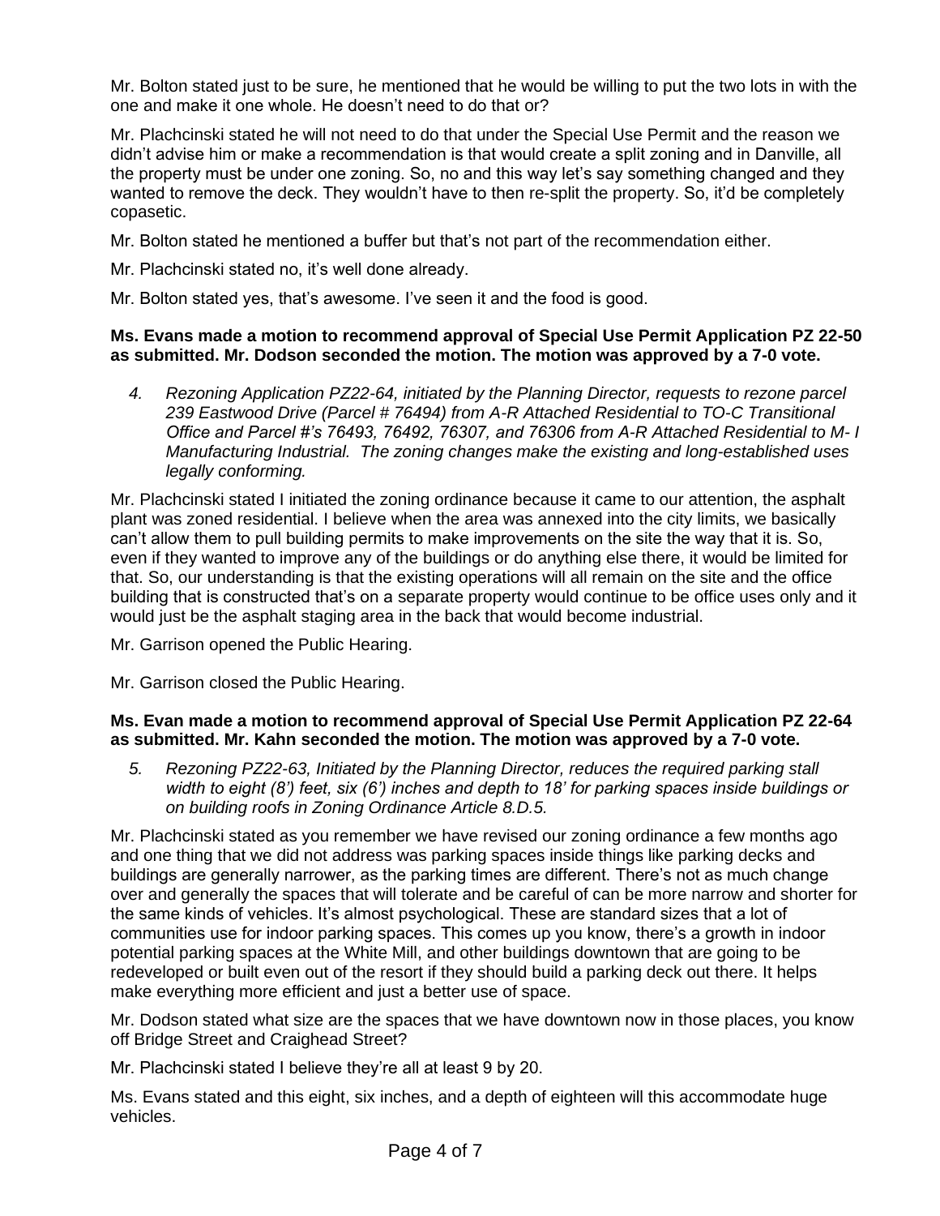Mr. Bolton stated just to be sure, he mentioned that he would be willing to put the two lots in with the one and make it one whole. He doesn't need to do that or?

Mr. Plachcinski stated he will not need to do that under the Special Use Permit and the reason we didn't advise him or make a recommendation is that would create a split zoning and in Danville, all the property must be under one zoning. So, no and this way let's say something changed and they wanted to remove the deck. They wouldn't have to then re-split the property. So, it'd be completely copasetic.

Mr. Bolton stated he mentioned a buffer but that's not part of the recommendation either.

Mr. Plachcinski stated no, it's well done already.

Mr. Bolton stated yes, that's awesome. I've seen it and the food is good.

**Ms. Evans made a motion to recommend approval of Special Use Permit Application PZ 22-50 as submitted. Mr. Dodson seconded the motion. The motion was approved by a 7-0 vote.**

4. *Rezoning Application PZ22-64, initiated by the Planning Director, requests to rezone parcel 239 Eastwood Drive (Parcel # 76494) from A-R Attached Residential to TO-C Transitional Office and Parcel #'s 76493, 76492, 76307, and 76306 from A-R Attached Residential to M- I Manufacturing Industrial. The zoning changes make the existing and long-established uses legally conforming.*

Mr. Plachcinski stated I initiated the zoning ordinance because it came to our attention, the asphalt plant was zoned residential. I believe when the area was annexed into the city limits, we basically can't allow them to pull building permits to make improvements on the site the way that it is. So, even if they wanted to improve any of the buildings or do anything else there, it would be limited for that. So, our understanding is that the existing operations will all remain on the site and the office building that is constructed that's on a separate property would continue to be office uses only and it would just be the asphalt staging area in the back that would become industrial.

Mr. Garrison opened the Public Hearing.

Mr. Garrison closed the Public Hearing.

**Ms. Evan made a motion to recommend approval of Special Use Permit Application PZ 22-64 as submitted. Mr. Kahn seconded the motion. The motion was approved by a 7-0 vote.**

5. *Rezoning PZ22-63, Initiated by the Planning Director, reduces the required parking stall width to eight (8') feet, six (6') inches and depth to 18' for parking spaces inside buildings or on building roofs in Zoning Ordinance Article 8.D.5.*

Mr. Plachcinski stated as you remember we have revised our zoning ordinance a few months ago and one thing that we did not address was parking spaces inside things like parking decks and buildings are generally narrower, as the parking times are different. There's not as much change over and generally the spaces that will tolerate and be careful of can be more narrow and shorter for the same kinds of vehicles. It's almost psychological. These are standard sizes that a lot of communities use for indoor parking spaces. This comes up you know, there's a growth in indoor potential parking spaces at the White Mill, and other buildings downtown that are going to be redeveloped or built even out of the resort if they should build a parking deck out there. It helps make everything more efficient and just a better use of space.

Mr. Dodson stated what size are the spaces that we have downtown now in those places, you know off Bridge Street and Craighead Street?

Mr. Plachcinski stated I believe they're all at least 9 by 20.

Ms. Evans stated and this eight, six inches, and a depth of eighteen will this accommodate huge vehicles.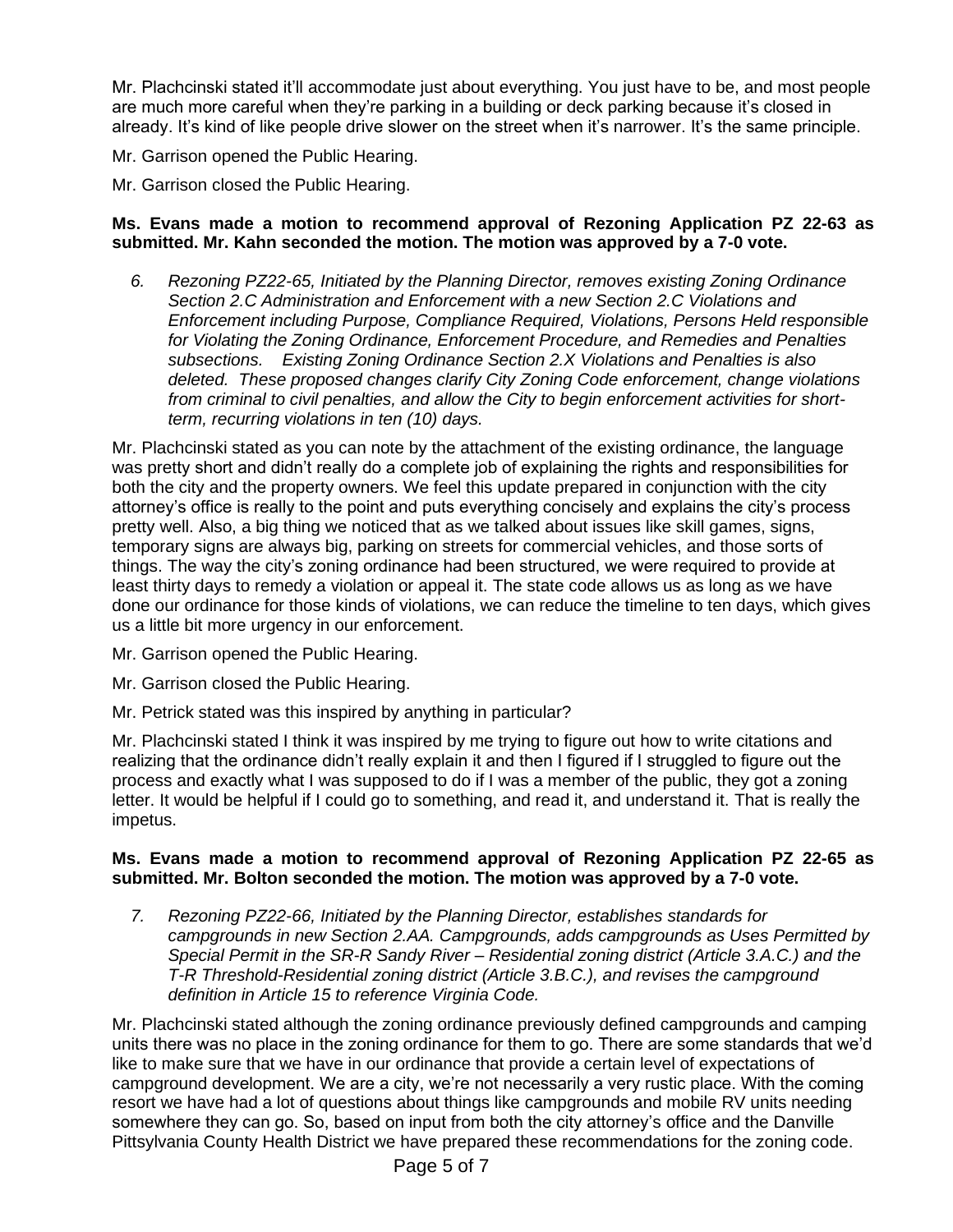Mr. Plachcinski stated it'll accommodate just about everything. You just have to be, and most people are much more careful when they're parking in a building or deck parking because it's closed in already. It's kind of like people drive slower on the street when it's narrower. It's the same principle.

Mr. Garrison opened the Public Hearing.

Mr. Garrison closed the Public Hearing.

**Ms. Evans made a motion to recommend approval of Rezoning Application PZ 22-63 as submitted. Mr. Kahn seconded the motion. The motion was approved by a 7-0 vote.**

6. *Rezoning PZ22-65, Initiated by the Planning Director, removes existing Zoning Ordinance Section 2.C Administration and Enforcement with a new Section 2.C Violations and Enforcement including Purpose, Compliance Required, Violations, Persons Held responsible for Violating the Zoning Ordinance, Enforcement Procedure, and Remedies and Penalties subsections. Existing Zoning Ordinance Section 2.X Violations and Penalties is also deleted. These proposed changes clarify City Zoning Code enforcement, change violations from criminal to civil penalties, and allow the City to begin enforcement activities for short-term, recurring violations in ten (10) days.*

Mr. Plachcinski stated as you can note by the attachment of the existing ordinance, the language was pretty short and didn't really do a complete job of explaining the rights and responsibilities for both the city and the property owners. We feel this update prepared in conjunction with the city attorney's office is really to the point and puts everything concisely and explains the city's process pretty well. Also, a big thing we noticed that as we talked about issues like skill games, signs, temporary signs are always big, parking on streets for commercial vehicles, and those sorts of things. The way the city's zoning ordinance had been structured, we were required to provide at least thirty days to remedy a violation or appeal it. The state code allows us as long as we have done our ordinance for those kinds of violations, we can reduce the timeline to ten days, which gives us a little bit more urgency in our enforcement.

Mr. Garrison opened the Public Hearing.

Mr. Garrison closed the Public Hearing.

Mr. Petrick stated was this inspired by anything in particular?

Mr. Plachcinski stated I think it was inspired by me trying to figure out how to write citations and realizing that the ordinance didn't really explain it and then I figured if I struggled to figure out the process and exactly what I was supposed to do if I was a member of the public, they got a zoning letter. It would be helpful if I could go to something, and read it, and understand it. That is really the impetus.

**Ms. Evans made a motion to recommend approval of Rezoning Application PZ 22-65 as submitted. Mr. Bolton seconded the motion. The motion was approved by a 7-0 vote.**

7. *Rezoning PZ22-66, Initiated by the Planning Director, establishes standards for campgrounds in new Section 2.AA. Campgrounds, adds campgrounds as Uses Permitted by Special Permit in the SR-R Sandy River – Residential zoning district (Article 3.A.C.) and the T-R Threshold-Residential zoning district (Article 3.B.C.), and revises the campground definition in Article 15 to reference Virginia Code.*

Mr. Plachcinski stated although the zoning ordinance previously defined campgrounds and camping units there was no place in the zoning ordinance for them to go. There are some standards that we'd like to make sure that we have in our ordinance that provide a certain level of expectations of campground development. We are a city, we're not necessarily a very rustic place. With the coming resort we have had a lot of questions about things like campgrounds and mobile RV units needing somewhere they can go. So, based on input from both the city attorney's office and the Danville Pittsylvania County Health District we have prepared these recommendations for the zoning code.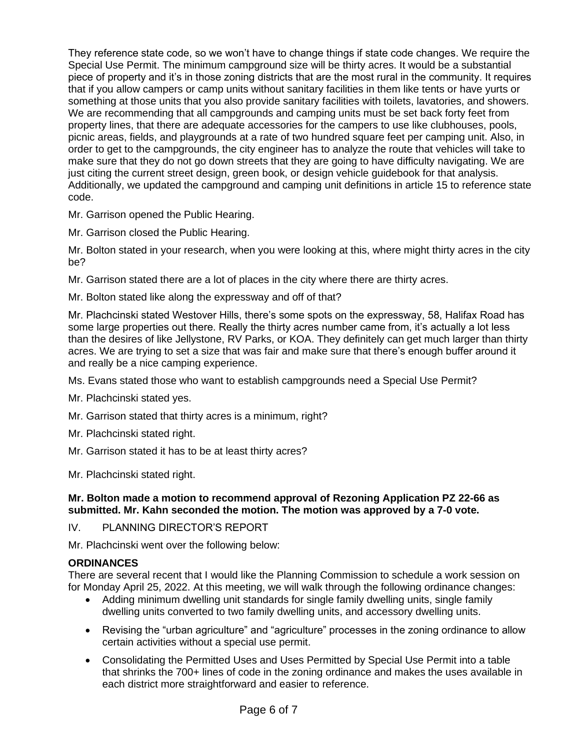They reference state code, so we won't have to change things if state code changes. We require the Special Use Permit. The minimum campground size will be thirty acres. It would be a substantial piece of property and it's in those zoning districts that are the most rural in the community. It requires that if you allow campers or camp units without sanitary facilities in them like tents or have yurts or something at those units that you also provide sanitary facilities with toilets, lavatories, and showers. We are recommending that all campgrounds and camping units must be set back forty feet from property lines, that there are adequate accessories for the campers to use like clubhouses, pools, picnic areas, fields, and playgrounds at a rate of two hundred square feet per camping unit. Also, in order to get to the campgrounds, the city engineer has to analyze the route that vehicles will take to make sure that they do not go down streets that they are going to have difficulty navigating. We are just citing the current street design, green book, or design vehicle guidebook for that analysis. Additionally, we updated the campground and camping unit definitions in article 15 to reference state code.

Mr. Garrison opened the Public Hearing.

Mr. Garrison closed the Public Hearing.

Mr. Bolton stated in your research, when you were looking at this, where might thirty acres in the city be?

Mr. Garrison stated there are a lot of places in the city where there are thirty acres.

Mr. Bolton stated like along the expressway and off of that?

Mr. Plachcinski stated Westover Hills, there's some spots on the expressway, 58, Halifax Road has some large properties out there. Really the thirty acres number came from, it's actually a lot less than the desires of like Jellystone, RV Parks, or KOA. They definitely can get much larger than thirty acres. We are trying to set a size that was fair and make sure that there's enough buffer around it and really be a nice camping experience.

Ms. Evans stated those who want to establish campgrounds need a Special Use Permit?

Mr. Plachcinski stated yes.

Mr. Garrison stated that thirty acres is a minimum, right?

Mr. Plachcinski stated right.

Mr. Garrison stated it has to be at least thirty acres?

Mr. Plachcinski stated right.

**Mr. Bolton made a motion to recommend approval of Rezoning Application PZ 22-66 as submitted. Mr. Kahn seconded the motion. The motion was approved by a 7-0 vote.**

IV. PLANNING DIRECTOR'S REPORT

Mr. Plachcinski went over the following below:

**ORDINANCES**

There are several recent that I would like the Planning Commission to schedule a work session on for Monday April 25, 2022. At this meeting, we will walk through the following ordinance changes:

- Adding minimum dwelling unit standards for single family dwelling units, single family dwelling units converted to two family dwelling units, and accessory dwelling units.
- Revising the "urban agriculture" and "agriculture" processes in the zoning ordinance to allow certain activities without a special use permit.
- Consolidating the Permitted Uses and Uses Permitted by Special Use Permit into a table that shrinks the 700+ lines of code in the zoning ordinance and makes the uses available in each district more straightforward and easier to reference.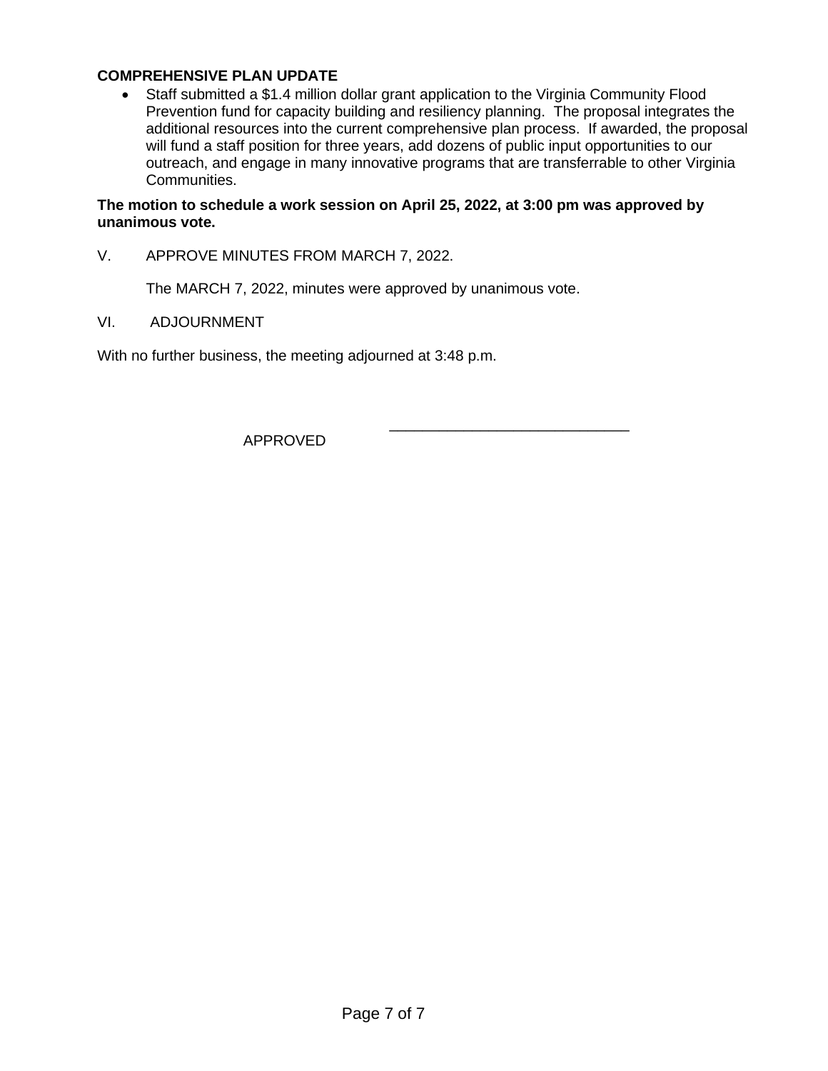**COMPREHENSIVE PLAN UPDATE**

- Staff submitted a $1.4 million dollar grant application to the Virginia Community Flood Prevention fund for capacity building and resiliency planning. The proposal integrates the additional resources into the current comprehensive plan process. If awarded, the proposal will fund a staff position for three years, add dozens of public input opportunities to our outreach, and engage in many innovative programs that are transferrable to other Virginia Communities.

**The motion to schedule a work session on April 25, 2022, at 3:00 pm was approved by unanimous vote.**

V. APPROVE MINUTES FROM MARCH 7, 2022.

The MARCH 7, 2022, minutes were approved by unanimous vote.

VI. ADJOURNMENT

With no further business, the meeting adjourned at 3:48 p.m.

APPROVED ______________________________